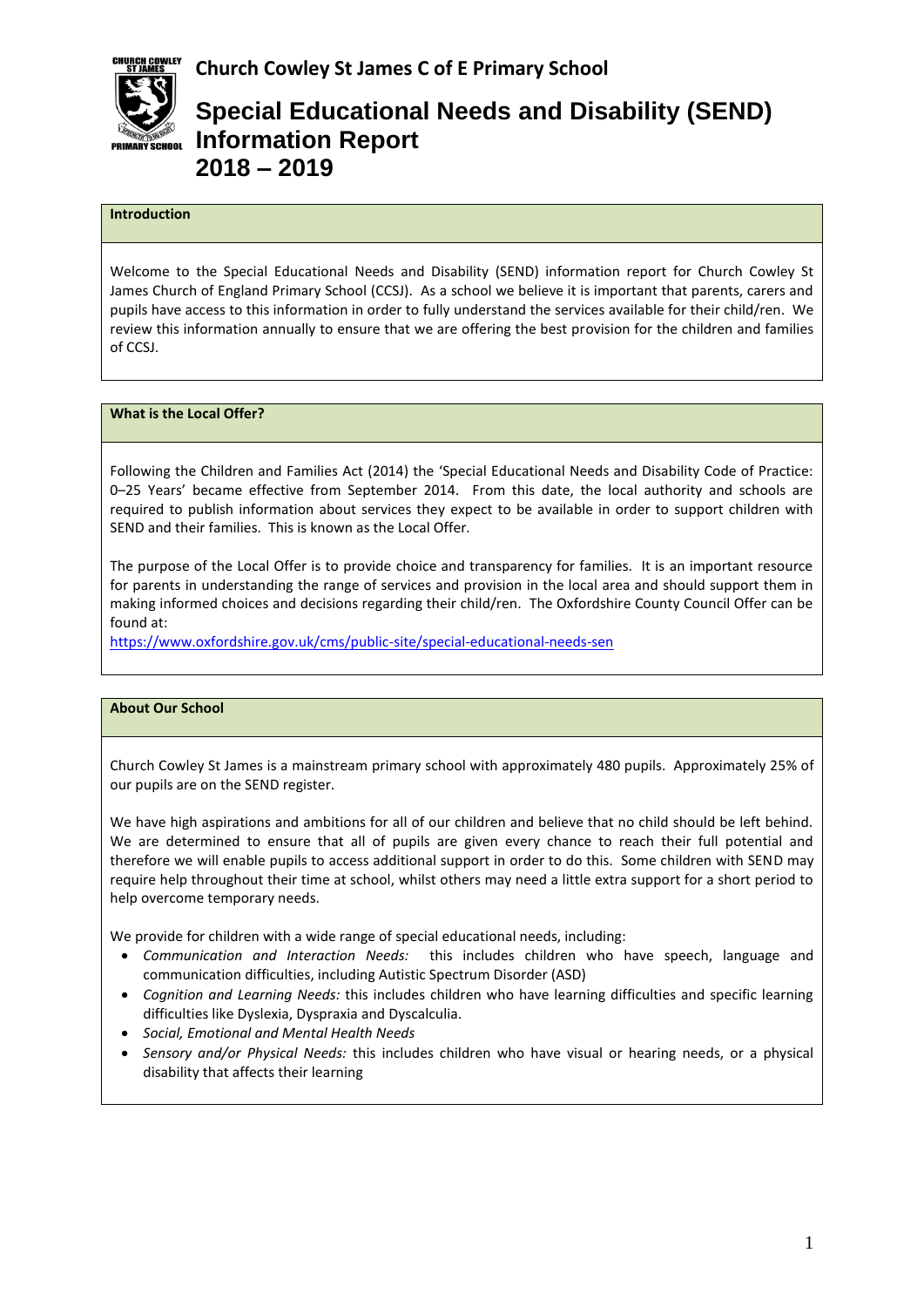# Church Cowley St James C of E Primary School

# Special Educational Needs and Disability (SEND) Information Report 2018 – 2019

## Introduction

Welcome to the Special Educational Needs and Disability (SEND) information report for Church Cowley St James Church of England Primary School (CCSJ). As a school we believe it is important that parents, carers and pupils have access to this information in order to fully understand the services available for their child/ren. We review this information annually to ensure that we are offering the best provision for the children and families of CCSJ.

## What is the Local Offer?

Following the Children and Families Act (2014) the 'Special Educational Needs and Disability Code of Practice: 0–25 Years' became effective from September 2014. From this date, the local authority and schools are required to publish information about services they expect to be available in order to support children with SEND and their families. This is known as the Local Offer.

The purpose of the Local Offer is to provide choice and transparency for families. It is an important resource for parents in understanding the range of services and provision in the local area and should support them in making informed choices and decisions regarding their child/ren. The Oxfordshire County Council Offer can be found at:
https://www.oxfordshire.gov.uk/cms/public-site/special-educational-needs-sen

## About Our School

Church Cowley St James is a mainstream primary school with approximately 480 pupils. Approximately 25% of our pupils are on the SEND register.

We have high aspirations and ambitions for all of our children and believe that no child should be left behind. We are determined to ensure that all of pupils are given every chance to reach their full potential and therefore we will enable pupils to access additional support in order to do this. Some children with SEND may require help throughout their time at school, whilst others may need a little extra support for a short period to help overcome temporary needs.

We provide for children with a wide range of special educational needs, including:

- *Communication and Interaction Needs:* this includes children who have speech, language and communication difficulties, including Autistic Spectrum Disorder (ASD)
- *Cognition and Learning Needs:* this includes children who have learning difficulties and specific learning difficulties like Dyslexia, Dyspraxia and Dyscalculia.
- *Social, Emotional and Mental Health Needs*
- *Sensory and/or Physical Needs:* this includes children who have visual or hearing needs, or a physical disability that affects their learning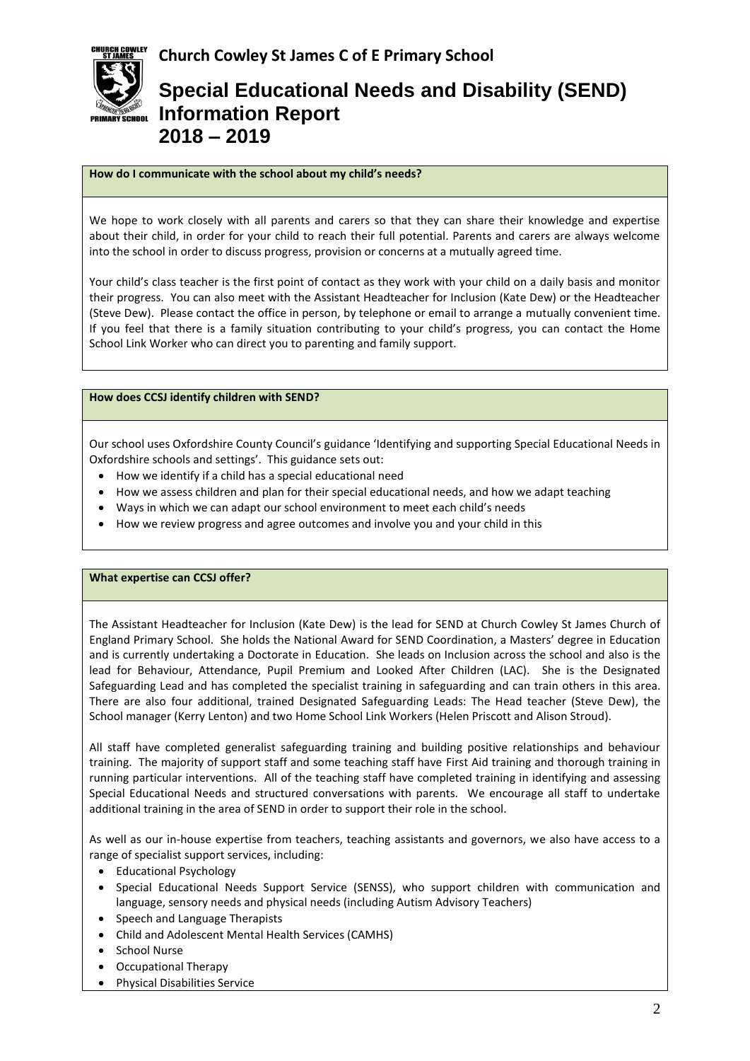**Church Cowley St James C of E Primary School**

# Special Educational Needs and Disability (SEND) Information Report 2018 – 2019

### How do I communicate with the school about my child's needs?

We hope to work closely with all parents and carers so that they can share their knowledge and expertise about their child, in order for your child to reach their full potential. Parents and carers are always welcome into the school in order to discuss progress, provision or concerns at a mutually agreed time.

Your child's class teacher is the first point of contact as they work with your child on a daily basis and monitor their progress. You can also meet with the Assistant Headteacher for Inclusion (Kate Dew) or the Headteacher (Steve Dew). Please contact the office in person, by telephone or email to arrange a mutually convenient time. If you feel that there is a family situation contributing to your child's progress, you can contact the Home School Link Worker who can direct you to parenting and family support.

### How does CCSJ identify children with SEND?

Our school uses Oxfordshire County Council's guidance 'Identifying and supporting Special Educational Needs in Oxfordshire schools and settings'. This guidance sets out:

- How we identify if a child has a special educational need
- How we assess children and plan for their special educational needs, and how we adapt teaching
- Ways in which we can adapt our school environment to meet each child's needs
- How we review progress and agree outcomes and involve you and your child in this

### What expertise can CCSJ offer?

The Assistant Headteacher for Inclusion (Kate Dew) is the lead for SEND at Church Cowley St James Church of England Primary School. She holds the National Award for SEND Coordination, a Masters' degree in Education and is currently undertaking a Doctorate in Education. She leads on Inclusion across the school and also is the lead for Behaviour, Attendance, Pupil Premium and Looked After Children (LAC). She is the Designated Safeguarding Lead and has completed the specialist training in safeguarding and can train others in this area. There are also four additional, trained Designated Safeguarding Leads: The Head teacher (Steve Dew), the School manager (Kerry Lenton) and two Home School Link Workers (Helen Priscott and Alison Stroud).

All staff have completed generalist safeguarding training and building positive relationships and behaviour training. The majority of support staff and some teaching staff have First Aid training and thorough training in running particular interventions. All of the teaching staff have completed training in identifying and assessing Special Educational Needs and structured conversations with parents. We encourage all staff to undertake additional training in the area of SEND in order to support their role in the school.

As well as our in-house expertise from teachers, teaching assistants and governors, we also have access to a range of specialist support services, including:

- Educational Psychology
- Special Educational Needs Support Service (SENSS), who support children with communication and language, sensory needs and physical needs (including Autism Advisory Teachers)
- Speech and Language Therapists
- Child and Adolescent Mental Health Services (CAMHS)
- School Nurse
- Occupational Therapy
- Physical Disabilities Service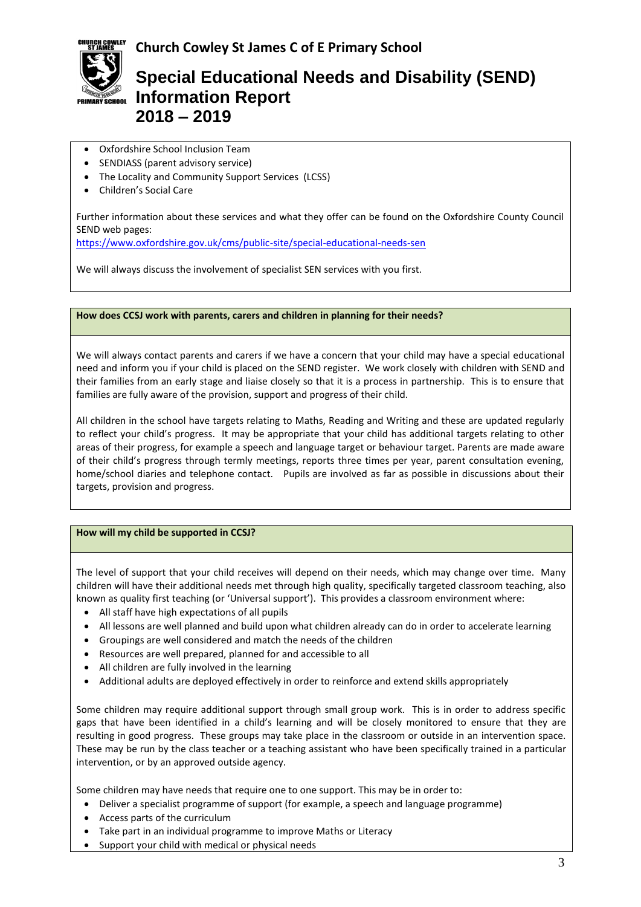- Oxfordshire School Inclusion Team
- SENDIASS (parent advisory service)
- The Locality and Community Support Services (LCSS)
- Children's Social Care

Further information about these services and what they offer can be found on the Oxfordshire County Council SEND web pages:
https://www.oxfordshire.gov.uk/cms/public-site/special-educational-needs-sen

We will always discuss the involvement of specialist SEN services with you first.

### How does CCSJ work with parents, carers and children in planning for their needs?

We will always contact parents and carers if we have a concern that your child may have a special educational need and inform you if your child is placed on the SEND register. We work closely with children with SEND and their families from an early stage and liaise closely so that it is a process in partnership. This is to ensure that families are fully aware of the provision, support and progress of their child.

All children in the school have targets relating to Maths, Reading and Writing and these are updated regularly to reflect your child's progress. It may be appropriate that your child has additional targets relating to other areas of their progress, for example a speech and language target or behaviour target. Parents are made aware of their child's progress through termly meetings, reports three times per year, parent consultation evening, home/school diaries and telephone contact. Pupils are involved as far as possible in discussions about their targets, provision and progress.

### How will my child be supported in CCSJ?

The level of support that your child receives will depend on their needs, which may change over time. Many children will have their additional needs met through high quality, specifically targeted classroom teaching, also known as quality first teaching (or 'Universal support'). This provides a classroom environment where:

- All staff have high expectations of all pupils
- All lessons are well planned and build upon what children already can do in order to accelerate learning
- Groupings are well considered and match the needs of the children
- Resources are well prepared, planned for and accessible to all
- All children are fully involved in the learning
- Additional adults are deployed effectively in order to reinforce and extend skills appropriately

Some children may require additional support through small group work. This is in order to address specific gaps that have been identified in a child's learning and will be closely monitored to ensure that they are resulting in good progress. These groups may take place in the classroom or outside in an intervention space. These may be run by the class teacher or a teaching assistant who have been specifically trained in a particular intervention, or by an approved outside agency.

Some children may have needs that require one to one support. This may be in order to:

- Deliver a specialist programme of support (for example, a speech and language programme)
- Access parts of the curriculum
- Take part in an individual programme to improve Maths or Literacy
- Support your child with medical or physical needs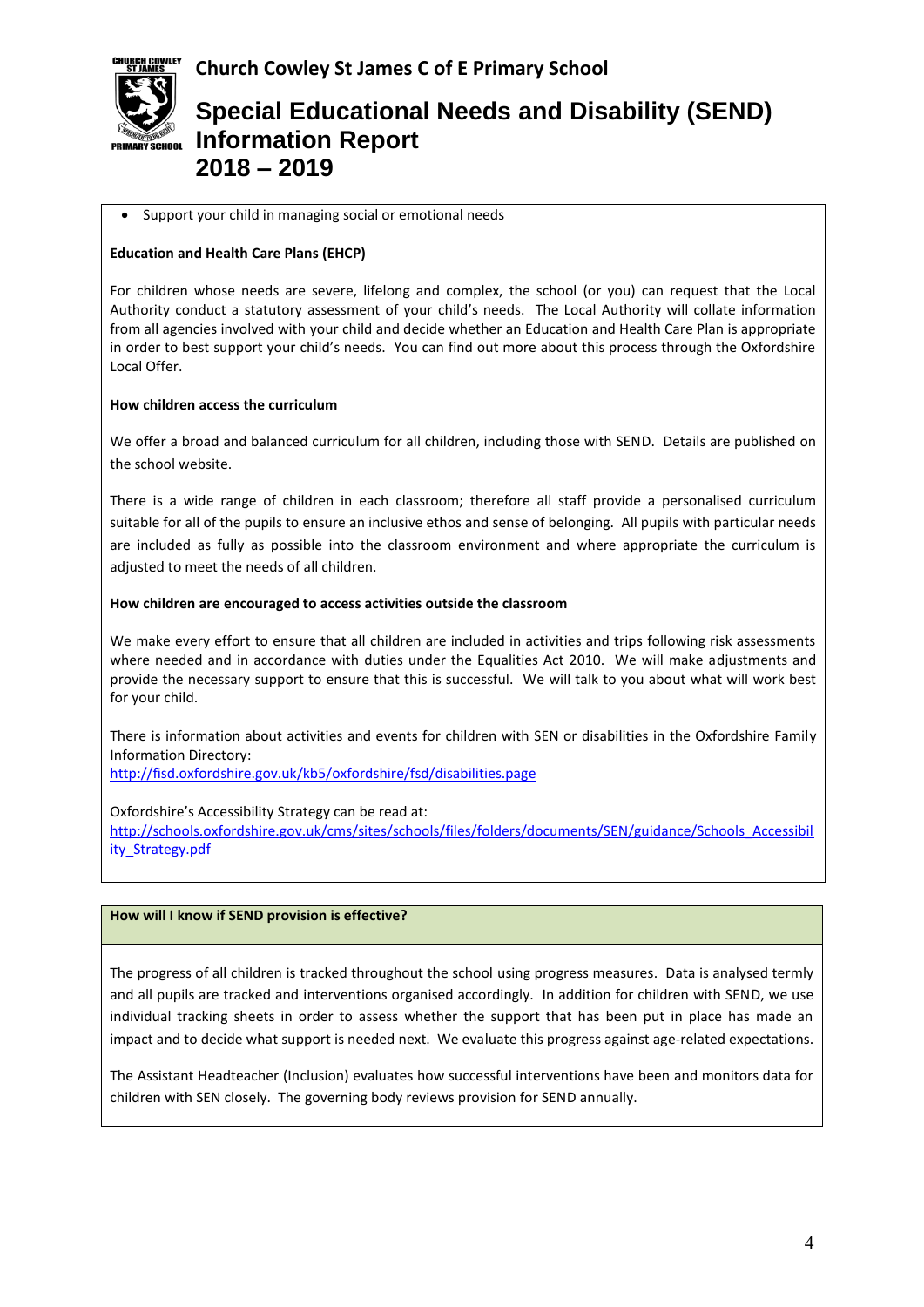- Support your child in managing social or emotional needs

**Education and Health Care Plans (EHCP)**

For children whose needs are severe, lifelong and complex, the school (or you) can request that the Local Authority conduct a statutory assessment of your child's needs. The Local Authority will collate information from all agencies involved with your child and decide whether an Education and Health Care Plan is appropriate in order to best support your child's needs. You can find out more about this process through the Oxfordshire Local Offer.

**How children access the curriculum**

We offer a broad and balanced curriculum for all children, including those with SEND. Details are published on the school website.

There is a wide range of children in each classroom; therefore all staff provide a personalised curriculum suitable for all of the pupils to ensure an inclusive ethos and sense of belonging. All pupils with particular needs are included as fully as possible into the classroom environment and where appropriate the curriculum is adjusted to meet the needs of all children.

**How children are encouraged to access activities outside the classroom**

We make every effort to ensure that all children are included in activities and trips following risk assessments where needed and in accordance with duties under the Equalities Act 2010. We will make adjustments and provide the necessary support to ensure that this is successful. We will talk to you about what will work best for your child.

There is information about activities and events for children with SEN or disabilities in the Oxfordshire Family Information Directory:
http://fisd.oxfordshire.gov.uk/kb5/oxfordshire/fsd/disabilities.page

Oxfordshire's Accessibility Strategy can be read at:
http://schools.oxfordshire.gov.uk/cms/sites/schools/files/folders/documents/SEN/guidance/Schools_Accessibility_Strategy.pdf

**How will I know if SEND provision is effective?**

The progress of all children is tracked throughout the school using progress measures. Data is analysed termly and all pupils are tracked and interventions organised accordingly. In addition for children with SEND, we use individual tracking sheets in order to assess whether the support that has been put in place has made an impact and to decide what support is needed next. We evaluate this progress against age-related expectations.

The Assistant Headteacher (Inclusion) evaluates how successful interventions have been and monitors data for children with SEN closely. The governing body reviews provision for SEND annually.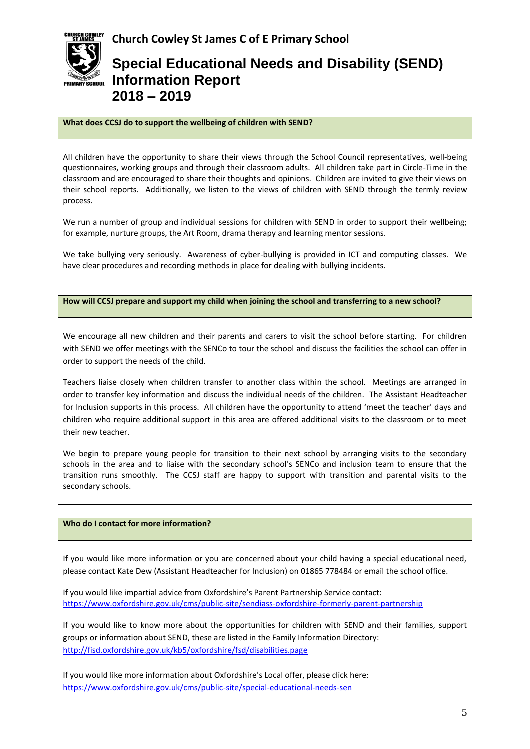**Church Cowley St James C of E Primary School**

# Special Educational Needs and Disability (SEND) Information Report 2018 – 2019

### What does CCSJ do to support the wellbeing of children with SEND?

All children have the opportunity to share their views through the School Council representatives, well-being questionnaires, working groups and through their classroom adults. All children take part in Circle-Time in the classroom and are encouraged to share their thoughts and opinions. Children are invited to give their views on their school reports. Additionally, we listen to the views of children with SEND through the termly review process.

We run a number of group and individual sessions for children with SEND in order to support their wellbeing; for example, nurture groups, the Art Room, drama therapy and learning mentor sessions.

We take bullying very seriously. Awareness of cyber-bullying is provided in ICT and computing classes. We have clear procedures and recording methods in place for dealing with bullying incidents.

### How will CCSJ prepare and support my child when joining the school and transferring to a new school?

We encourage all new children and their parents and carers to visit the school before starting. For children with SEND we offer meetings with the SENCo to tour the school and discuss the facilities the school can offer in order to support the needs of the child.

Teachers liaise closely when children transfer to another class within the school. Meetings are arranged in order to transfer key information and discuss the individual needs of the children. The Assistant Headteacher for Inclusion supports in this process. All children have the opportunity to attend 'meet the teacher' days and children who require additional support in this area are offered additional visits to the classroom or to meet their new teacher.

We begin to prepare young people for transition to their next school by arranging visits to the secondary schools in the area and to liaise with the secondary school's SENCo and inclusion team to ensure that the transition runs smoothly. The CCSJ staff are happy to support with transition and parental visits to the secondary schools.

### Who do I contact for more information?

If you would like more information or you are concerned about your child having a special educational need, please contact Kate Dew (Assistant Headteacher for Inclusion) on 01865 778484 or email the school office.

If you would like impartial advice from Oxfordshire's Parent Partnership Service contact:
https://www.oxfordshire.gov.uk/cms/public-site/sendiass-oxfordshire-formerly-parent-partnership

If you would like to know more about the opportunities for children with SEND and their families, support groups or information about SEND, these are listed in the Family Information Directory:
http://fisd.oxfordshire.gov.uk/kb5/oxfordshire/fsd/disabilities.page

If you would like more information about Oxfordshire's Local offer, please click here:
https://www.oxfordshire.gov.uk/cms/public-site/special-educational-needs-sen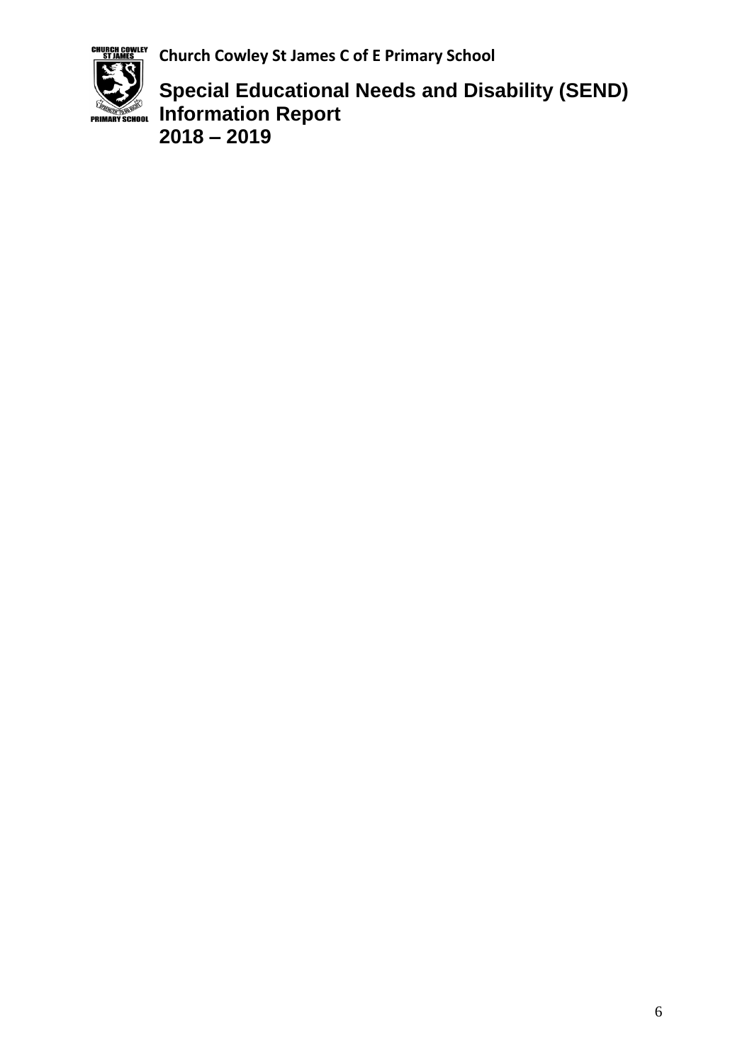**Church Cowley St James C of E Primary School**

# Special Educational Needs and Disability (SEND) Information Report 2018 – 2019